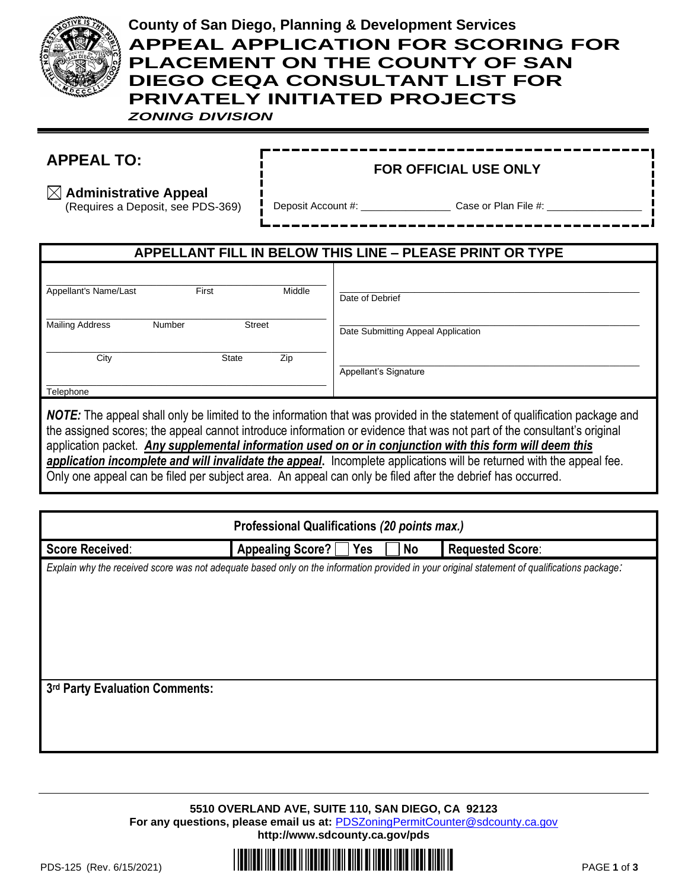County of San Diego, Planning & Development Services

# APPEAL APPLICATION FOR SCORING FOR PLACEMENT ON THE COUNTY OF SAN DIEGO CEQA CONSULTANT LIST FOR PRIVATELY INITIATED PROJECTS

*ZONING DIVISION*

## APPEAL TO:

☒ **Administrative Appeal**
(Requires a Deposit, see PDS-369)

**FOR OFFICIAL USE ONLY**

Deposit Account #: _______________ Case or Plan File #: ________________

| APPELLANT FILL IN BELOW THIS LINE – PLEASE PRINT OR TYPE | |
|---|---|
| Appellant's Name/Last First Middle | Date of Debrief |
| Mailing Address Number Street | Date Submitting Appeal Application |
| City State Zip | Appellant's Signature |
| Telephone | |

***NOTE:*** The appeal shall only be limited to the information that was provided in the statement of qualification package and the assigned scores; the appeal cannot introduce information or evidence that was not part of the consultant's original application packet. ***Any supplemental information used on or in conjunction with this form will deem this application incomplete and will invalidate the appeal.*** Incomplete applications will be returned with the appeal fee. Only one appeal can be filed per subject area. An appeal can only be filed after the debrief has occurred.

| Professional Qualifications *(20 points max.)* | | |
|---|---|---|
| **Score Received**: | **Appealing Score?** ☐ **Yes** ☐ **No** | **Requested Score**: |
| *Explain why the received score was not adequate based only on the information provided in your original statement of qualifications package:* | | |
| **3rd Party Evaluation Comments:** | | |

**5510 OVERLAND AVE, SUITE 110, SAN DIEGO, CA 92123**
**For any questions, please email us at:** PDSZoningPermitCounter@sdcounty.ca.gov
**http://www.sdcounty.ca.gov/pds**

PDS-125 (Rev. 6/15/2021)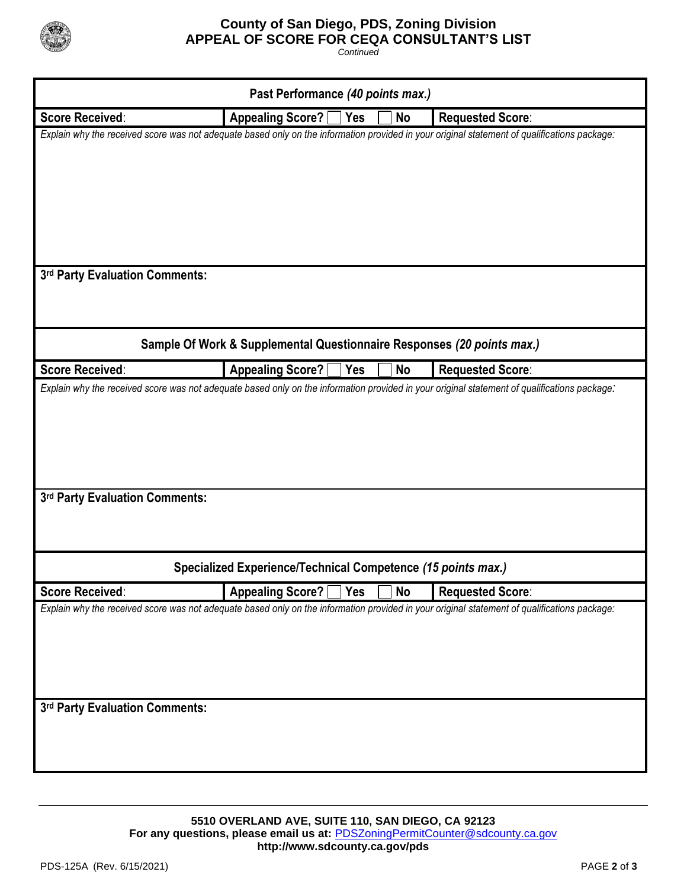## County of San Diego, PDS, Zoning Division
## APPEAL OF SCORE FOR CEQA CONSULTANT'S LIST

*Continued*

### Past Performance *(40 points max.)*

| Score Received: | Appealing Score? ☐ Yes ☐ No | Requested Score: |
|---|---|---|

*Explain why the received score was not adequate based only on the information provided in your original statement of qualifications package:*

**3rd Party Evaluation Comments:**

### Sample Of Work & Supplemental Questionnaire Responses *(20 points max.)*

| Score Received: | Appealing Score? ☐ Yes ☐ No | Requested Score: |
|---|---|---|

*Explain why the received score was not adequate based only on the information provided in your original statement of qualifications package:*

**3rd Party Evaluation Comments:**

### Specialized Experience/Technical Competence *(15 points max.)*

| Score Received: | Appealing Score? ☐ Yes ☐ No | Requested Score: |
|---|---|---|

*Explain why the received score was not adequate based only on the information provided in your original statement of qualifications package:*

**3rd Party Evaluation Comments:**

**5510 OVERLAND AVE, SUITE 110, SAN DIEGO, CA 92123**
**For any questions, please email us at:** PDSZoningPermitCounter@sdcounty.ca.gov
**http://www.sdcounty.ca.gov/pds**

PDS-125A (Rev. 6/15/2021)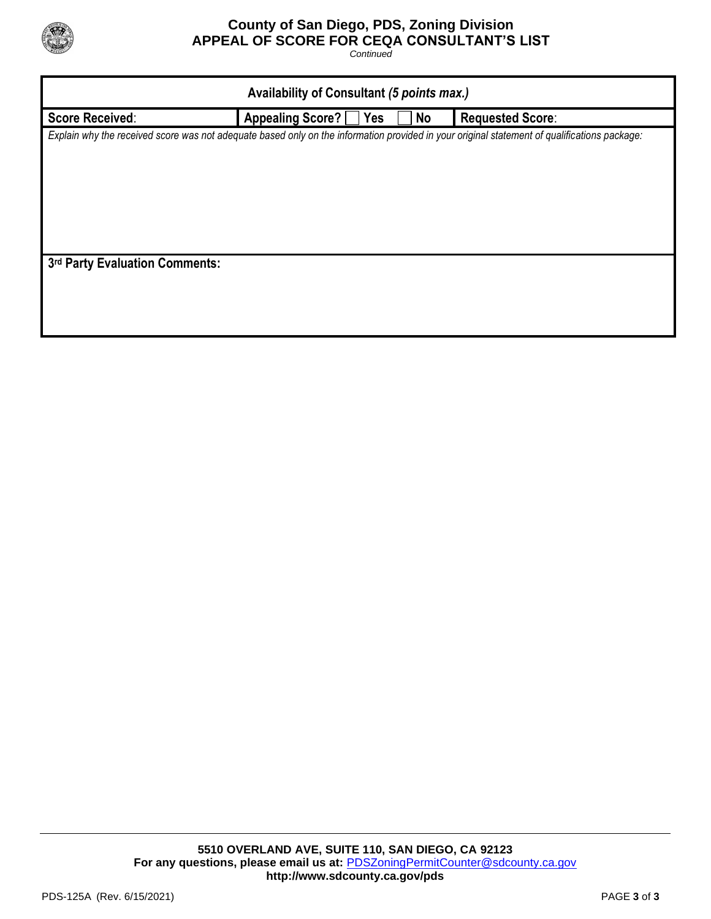## County of San Diego, PDS, Zoning Division
## APPEAL OF SCORE FOR CEQA CONSULTANT'S LIST

*Continued*

| Availability of Consultant *(5 points max.)* | | |
|---|---|---|
| **Score Received**: | **Appealing Score?** ☐ **Yes** ☐ **No** | **Requested Score**: |
| *Explain why the received score was not adequate based only on the information provided in your original statement of qualifications package:* | | |
| **3rd Party Evaluation Comments:** | | |

**5510 OVERLAND AVE, SUITE 110, SAN DIEGO, CA 92123**
**For any questions, please email us at:** PDSZoningPermitCounter@sdcounty.ca.gov
**http://www.sdcounty.ca.gov/pds**

PDS-125A (Rev. 6/15/2021)